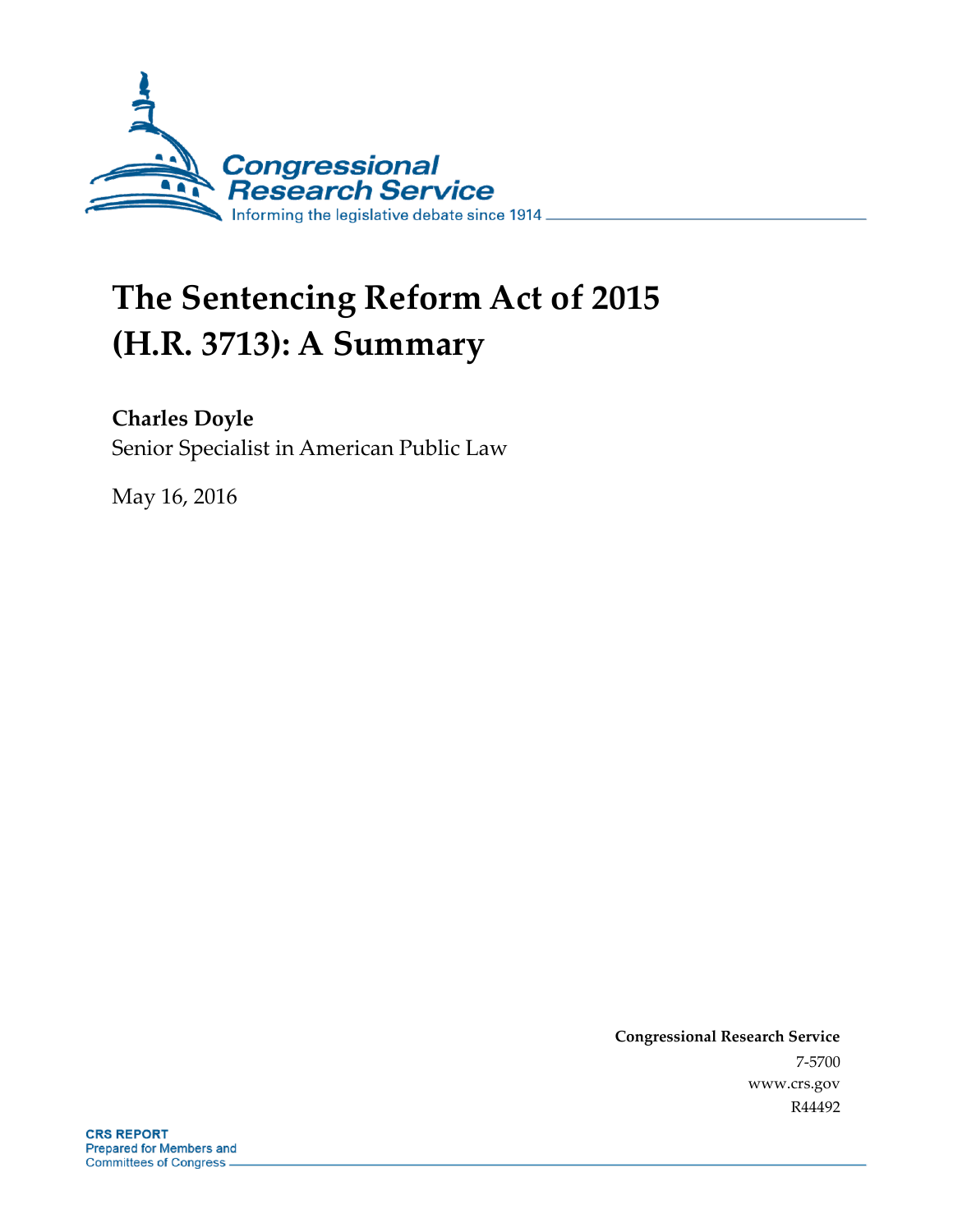Congressional Research Service

Informing the legislative debate since 1914

# The Sentencing Reform Act of 2015 (H.R. 3713): A Summary

**Charles Doyle**

Senior Specialist in American Public Law

May 16, 2016

**Congressional Research Service**

7-5700

www.crs.gov

R44492

**CRS REPORT**

Prepared for Members and Committees of Congress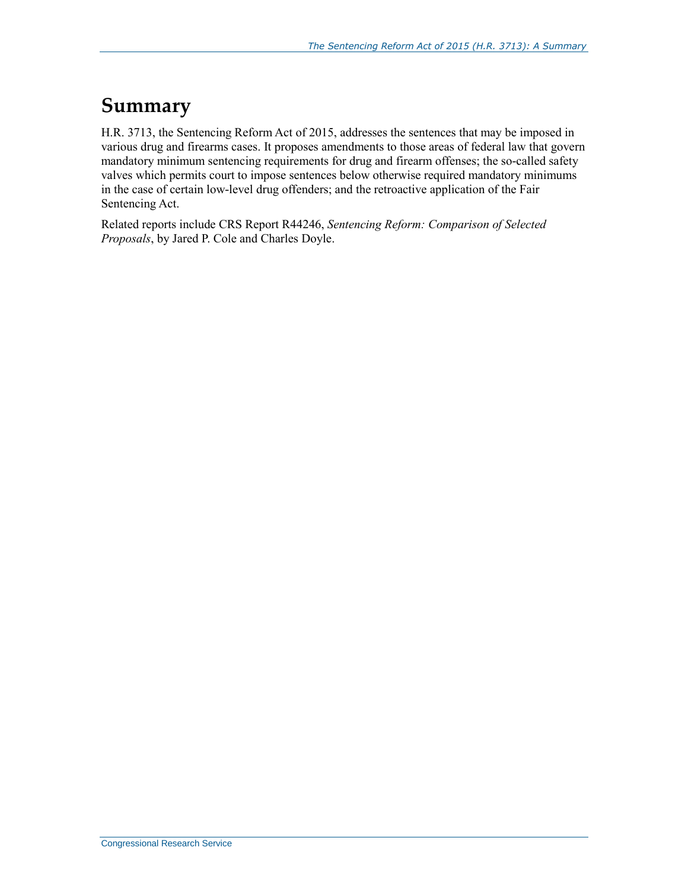# Summary

H.R. 3713, the Sentencing Reform Act of 2015, addresses the sentences that may be imposed in various drug and firearms cases. It proposes amendments to those areas of federal law that govern mandatory minimum sentencing requirements for drug and firearm offenses; the so-called safety valves which permits court to impose sentences below otherwise required mandatory minimums in the case of certain low-level drug offenders; and the retroactive application of the Fair Sentencing Act.

Related reports include CRS Report R44246, *Sentencing Reform: Comparison of Selected Proposals*, by Jared P. Cole and Charles Doyle.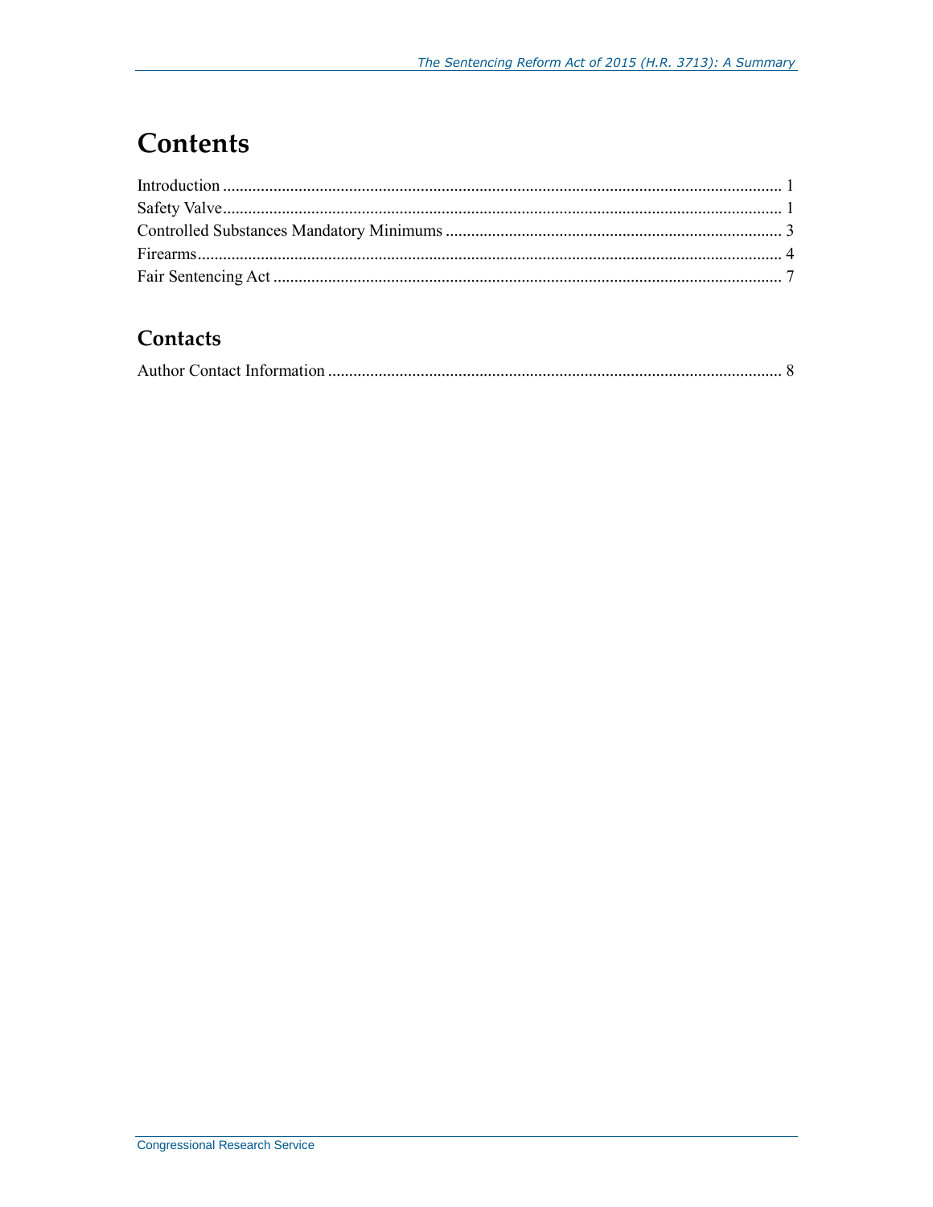# Contents

Introduction ..................................................................................................................................... 1
Safety Valve..................................................................................................................................... 1
Controlled Substances Mandatory Minimums ................................................................................ 3
Firearms........................................................................................................................................... 4
Fair Sentencing Act ......................................................................................................................... 7

## Contacts

Author Contact Information ........................................................................................................... 8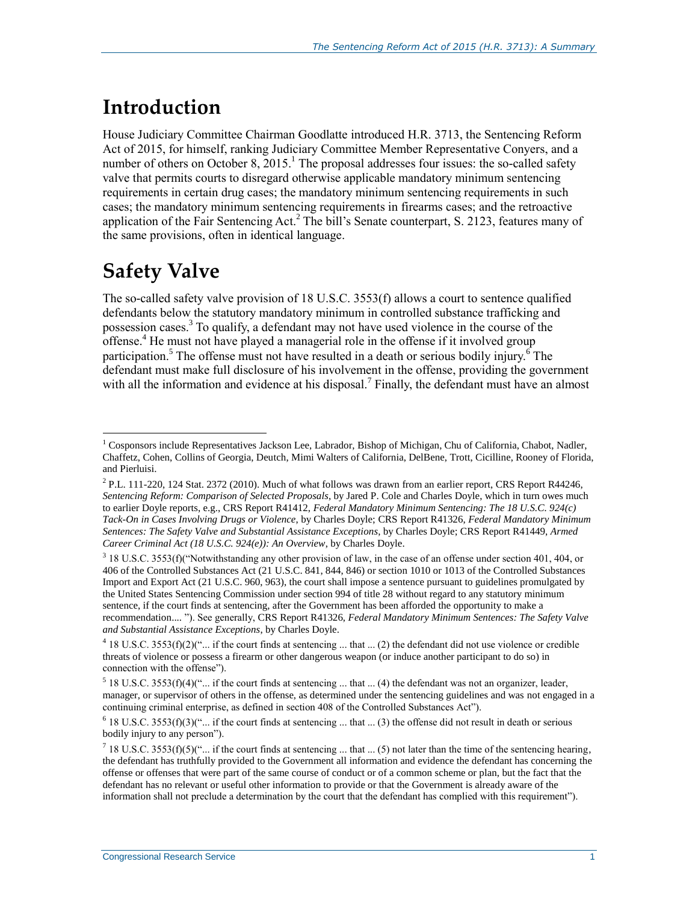# Introduction

House Judiciary Committee Chairman Goodlatte introduced H.R. 3713, the Sentencing Reform Act of 2015, for himself, ranking Judiciary Committee Member Representative Conyers, and a number of others on October 8, 2015.[1] The proposal addresses four issues: the so-called safety valve that permits courts to disregard otherwise applicable mandatory minimum sentencing requirements in certain drug cases; the mandatory minimum sentencing requirements in such cases; the mandatory minimum sentencing requirements in firearms cases; and the retroactive application of the Fair Sentencing Act.[2] The bill's Senate counterpart, S. 2123, features many of the same provisions, often in identical language.

# Safety Valve

The so-called safety valve provision of 18 U.S.C. 3553(f) allows a court to sentence qualified defendants below the statutory mandatory minimum in controlled substance trafficking and possession cases.[3] To qualify, a defendant may not have used violence in the course of the offense.[4] He must not have played a managerial role in the offense if it involved group participation.[5] The offense must not have resulted in a death or serious bodily injury.[6] The defendant must make full disclosure of his involvement in the offense, providing the government with all the information and evidence at his disposal.[7] Finally, the defendant must have an almost

---

[1] Cosponsors include Representatives Jackson Lee, Labrador, Bishop of Michigan, Chu of California, Chabot, Nadler, Chaffetz, Cohen, Collins of Georgia, Deutch, Mimi Walters of California, DelBene, Trott, Cicilline, Rooney of Florida, and Pierluisi.

[2] P.L. 111-220, 124 Stat. 2372 (2010). Much of what follows was drawn from an earlier report, CRS Report R44246, *Sentencing Reform: Comparison of Selected Proposals*, by Jared P. Cole and Charles Doyle, which in turn owes much to earlier Doyle reports, e.g., CRS Report R41412, *Federal Mandatory Minimum Sentencing: The 18 U.S.C. 924(c) Tack-On in Cases Involving Drugs or Violence*, by Charles Doyle; CRS Report R41326, *Federal Mandatory Minimum Sentences: The Safety Valve and Substantial Assistance Exceptions*, by Charles Doyle; CRS Report R41449, *Armed Career Criminal Act (18 U.S.C. 924(e)): An Overview*, by Charles Doyle.

[3] 18 U.S.C. 3553(f)("Notwithstanding any other provision of law, in the case of an offense under section 401, 404, or 406 of the Controlled Substances Act (21 U.S.C. 841, 844, 846) or section 1010 or 1013 of the Controlled Substances Import and Export Act (21 U.S.C. 960, 963), the court shall impose a sentence pursuant to guidelines promulgated by the United States Sentencing Commission under section 994 of title 28 without regard to any statutory minimum sentence, if the court finds at sentencing, after the Government has been afforded the opportunity to make a recommendation.... "). See generally, CRS Report R41326, *Federal Mandatory Minimum Sentences: The Safety Valve and Substantial Assistance Exceptions*, by Charles Doyle.

[4] 18 U.S.C. 3553(f)(2)("... if the court finds at sentencing ... that ... (2) the defendant did not use violence or credible threats of violence or possess a firearm or other dangerous weapon (or induce another participant to do so) in connection with the offense").

[5] 18 U.S.C. 3553(f)(4)("... if the court finds at sentencing ... that ... (4) the defendant was not an organizer, leader, manager, or supervisor of others in the offense, as determined under the sentencing guidelines and was not engaged in a continuing criminal enterprise, as defined in section 408 of the Controlled Substances Act").

[6] 18 U.S.C. 3553(f)(3)("... if the court finds at sentencing ... that ... (3) the offense did not result in death or serious bodily injury to any person").

[7] 18 U.S.C. 3553(f)(5)("... if the court finds at sentencing ... that ... (5) not later than the time of the sentencing hearing, the defendant has truthfully provided to the Government all information and evidence the defendant has concerning the offense or offenses that were part of the same course of conduct or of a common scheme or plan, but the fact that the defendant has no relevant or useful other information to provide or that the Government is already aware of the information shall not preclude a determination by the court that the defendant has complied with this requirement").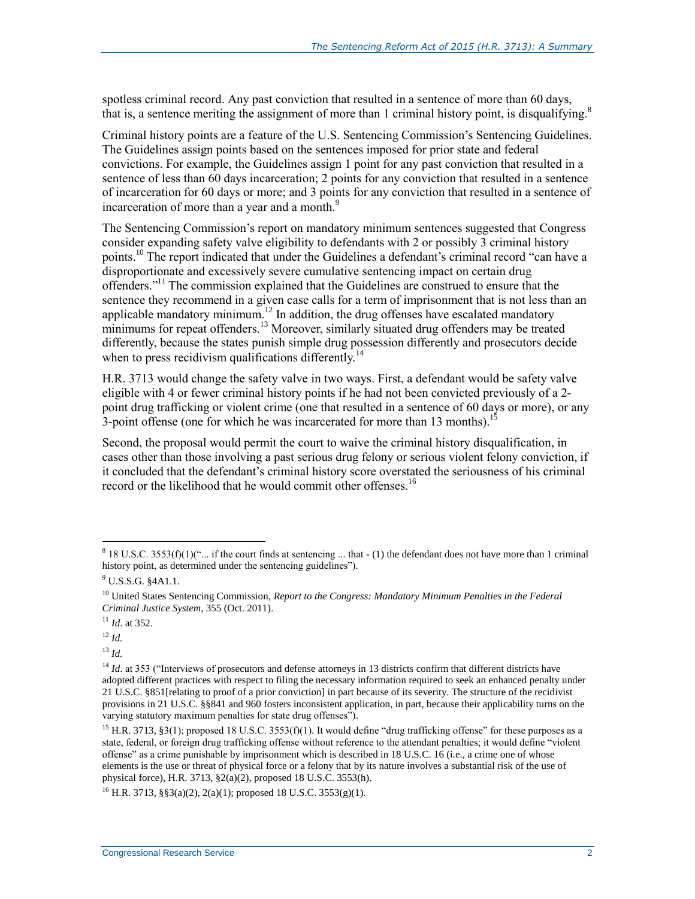spotless criminal record. Any past conviction that resulted in a sentence of more than 60 days, that is, a sentence meriting the assignment of more than 1 criminal history point, is disqualifying.[8]

Criminal history points are a feature of the U.S. Sentencing Commission's Sentencing Guidelines. The Guidelines assign points based on the sentences imposed for prior state and federal convictions. For example, the Guidelines assign 1 point for any past conviction that resulted in a sentence of less than 60 days incarceration; 2 points for any conviction that resulted in a sentence of incarceration for 60 days or more; and 3 points for any conviction that resulted in a sentence of incarceration of more than a year and a month.[9]

The Sentencing Commission's report on mandatory minimum sentences suggested that Congress consider expanding safety valve eligibility to defendants with 2 or possibly 3 criminal history points.[10] The report indicated that under the Guidelines a defendant's criminal record "can have a disproportionate and excessively severe cumulative sentencing impact on certain drug offenders."[11] The commission explained that the Guidelines are construed to ensure that the sentence they recommend in a given case calls for a term of imprisonment that is not less than an applicable mandatory minimum.[12] In addition, the drug offenses have escalated mandatory minimums for repeat offenders.[13] Moreover, similarly situated drug offenders may be treated differently, because the states punish simple drug possession differently and prosecutors decide when to press recidivism qualifications differently.[14]

H.R. 3713 would change the safety valve in two ways. First, a defendant would be safety valve eligible with 4 or fewer criminal history points if he had not been convicted previously of a 2-point drug trafficking or violent crime (one that resulted in a sentence of 60 days or more), or any 3-point offense (one for which he was incarcerated for more than 13 months).[15]

Second, the proposal would permit the court to waive the criminal history disqualification, in cases other than those involving a past serious drug felony or serious violent felony conviction, if it concluded that the defendant's criminal history score overstated the seriousness of his criminal record or the likelihood that he would commit other offenses.[16]

---

[8] 18 U.S.C. 3553(f)(1)("... if the court finds at sentencing ... that - (1) the defendant does not have more than 1 criminal history point, as determined under the sentencing guidelines").

[9] U.S.S.G. §4A1.1.

[10] United States Sentencing Commission, *Report to the Congress: Mandatory Minimum Penalties in the Federal Criminal Justice System*, 355 (Oct. 2011).

[11] *Id.* at 352.

[12] *Id.*

[13] *Id.*

[14] *Id.* at 353 ("Interviews of prosecutors and defense attorneys in 13 districts confirm that different districts have adopted different practices with respect to filing the necessary information required to seek an enhanced penalty under 21 U.S.C. §851[relating to proof of a prior conviction] in part because of its severity. The structure of the recidivist provisions in 21 U.S.C. §§841 and 960 fosters inconsistent application, in part, because their applicability turns on the varying statutory maximum penalties for state drug offenses").

[15] H.R. 3713, §3(1); proposed 18 U.S.C. 3553(f)(1). It would define "drug trafficking offense" for these purposes as a state, federal, or foreign drug trafficking offense without reference to the attendant penalties; it would define "violent offense" as a crime punishable by imprisonment which is described in 18 U.S.C. 16 (i.e., a crime one of whose elements is the use or threat of physical force or a felony that by its nature involves a substantial risk of the use of physical force), H.R. 3713, §2(a)(2), proposed 18 U.S.C. 3553(h).

[16] H.R. 3713, §§3(a)(2), 2(a)(1); proposed 18 U.S.C. 3553(g)(1).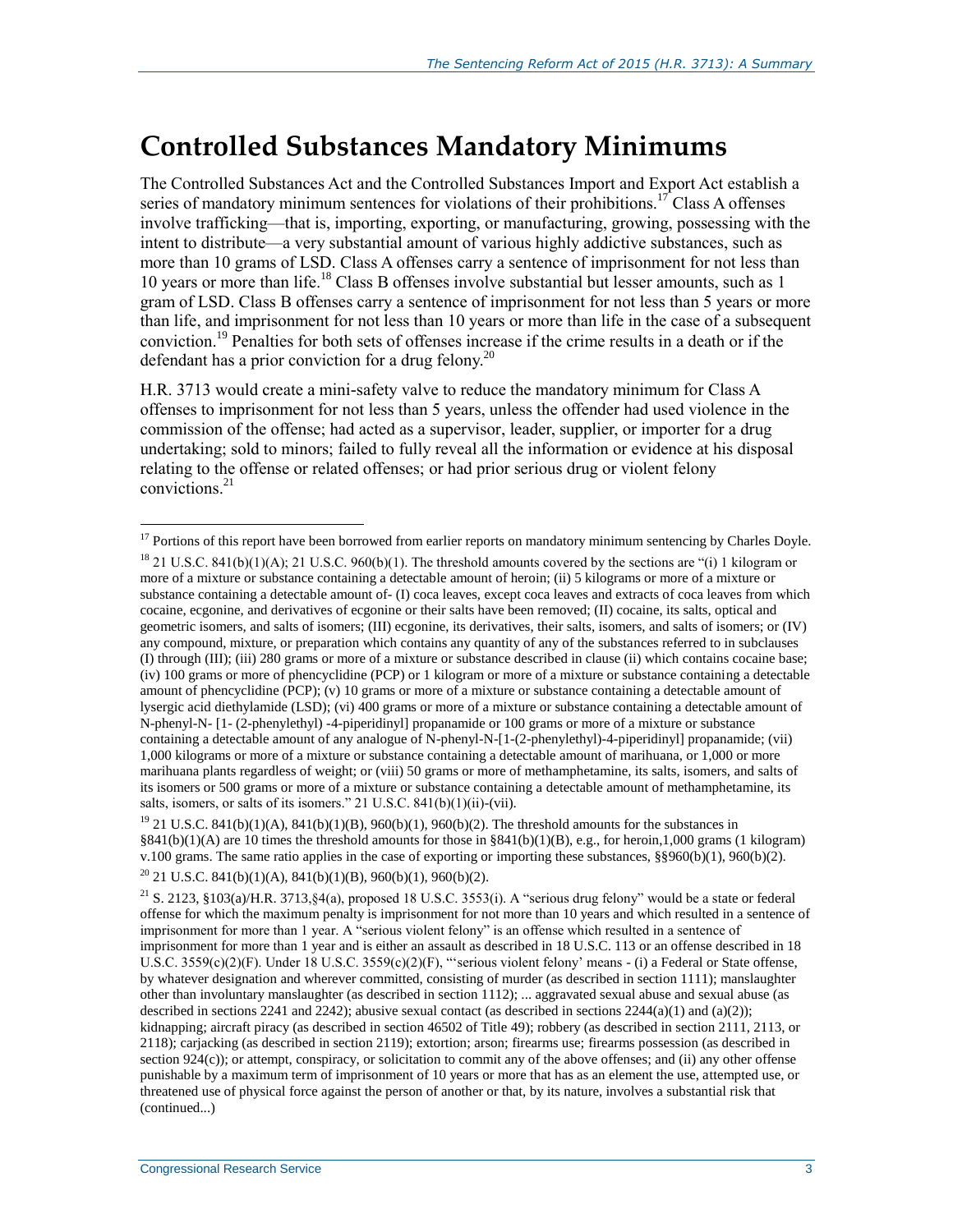# Controlled Substances Mandatory Minimums

The Controlled Substances Act and the Controlled Substances Import and Export Act establish a series of mandatory minimum sentences for violations of their prohibitions.[17] Class A offenses involve trafficking—that is, importing, exporting, or manufacturing, growing, possessing with the intent to distribute—a very substantial amount of various highly addictive substances, such as more than 10 grams of LSD. Class A offenses carry a sentence of imprisonment for not less than 10 years or more than life.[18] Class B offenses involve substantial but lesser amounts, such as 1 gram of LSD. Class B offenses carry a sentence of imprisonment for not less than 5 years or more than life, and imprisonment for not less than 10 years or more than life in the case of a subsequent conviction.[19] Penalties for both sets of offenses increase if the crime results in a death or if the defendant has a prior conviction for a drug felony.[20]

H.R. 3713 would create a mini-safety valve to reduce the mandatory minimum for Class A offenses to imprisonment for not less than 5 years, unless the offender had used violence in the commission of the offense; had acted as a supervisor, leader, supplier, or importer for a drug undertaking; sold to minors; failed to fully reveal all the information or evidence at his disposal relating to the offense or related offenses; or had prior serious drug or violent felony convictions.[21]

---

[17] Portions of this report have been borrowed from earlier reports on mandatory minimum sentencing by Charles Doyle.

[18] 21 U.S.C. 841(b)(1)(A); 21 U.S.C. 960(b)(1). The threshold amounts covered by the sections are "(i) 1 kilogram or more of a mixture or substance containing a detectable amount of heroin; (ii) 5 kilograms or more of a mixture or substance containing a detectable amount of- (I) coca leaves, except coca leaves and extracts of coca leaves from which cocaine, ecgonine, and derivatives of ecgonine or their salts have been removed; (II) cocaine, its salts, optical and geometric isomers, and salts of isomers; (III) ecgonine, its derivatives, their salts, isomers, and salts of isomers; or (IV) any compound, mixture, or preparation which contains any quantity of any of the substances referred to in subclauses (I) through (III); (iii) 280 grams or more of a mixture or substance described in clause (ii) which contains cocaine base; (iv) 100 grams or more of phencyclidine (PCP) or 1 kilogram or more of a mixture or substance containing a detectable amount of phencyclidine (PCP); (v) 10 grams or more of a mixture or substance containing a detectable amount of lysergic acid diethylamide (LSD); (vi) 400 grams or more of a mixture or substance containing a detectable amount of N-phenyl-N- [1- (2-phenylethyl) -4-piperidinyl] propanamide or 100 grams or more of a mixture or substance containing a detectable amount of any analogue of N-phenyl-N-[1-(2-phenylethyl)-4-piperidinyl] propanamide; (vii) 1,000 kilograms or more of a mixture or substance containing a detectable amount of marihuana, or 1,000 or more marihuana plants regardless of weight; or (viii) 50 grams or more of methamphetamine, its salts, isomers, and salts of its isomers or 500 grams or more of a mixture or substance containing a detectable amount of methamphetamine, its salts, isomers, or salts of its isomers." 21 U.S.C. 841(b)(1)(ii)-(vii).

[19] 21 U.S.C. 841(b)(1)(A), 841(b)(1)(B), 960(b)(1), 960(b)(2). The threshold amounts for the substances in §841(b)(1)(A) are 10 times the threshold amounts for those in §841(b)(1)(B), e.g., for heroin,1,000 grams (1 kilogram) v.100 grams. The same ratio applies in the case of exporting or importing these substances, §§960(b)(1), 960(b)(2).

[20] 21 U.S.C. 841(b)(1)(A), 841(b)(1)(B), 960(b)(1), 960(b)(2).

[21] S. 2123, §103(a)/H.R. 3713,§4(a), proposed 18 U.S.C. 3553(i). A "serious drug felony" would be a state or federal offense for which the maximum penalty is imprisonment for not more than 10 years and which resulted in a sentence of imprisonment for more than 1 year. A "serious violent felony" is an offense which resulted in a sentence of imprisonment for more than 1 year and is either an assault as described in 18 U.S.C. 113 or an offense described in 18 U.S.C. 3559(c)(2)(F). Under 18 U.S.C. 3559(c)(2)(F), "'serious violent felony' means - (i) a Federal or State offense, by whatever designation and wherever committed, consisting of murder (as described in section 1111); manslaughter other than involuntary manslaughter (as described in section 1112); ... aggravated sexual abuse and sexual abuse (as described in sections 2241 and 2242); abusive sexual contact (as described in sections 2244(a)(1) and (a)(2)); kidnapping; aircraft piracy (as described in section 46502 of Title 49); robbery (as described in section 2111, 2113, or 2118); carjacking (as described in section 2119); extortion; arson; firearms use; firearms possession (as described in section 924(c)); or attempt, conspiracy, or solicitation to commit any of the above offenses; and (ii) any other offense punishable by a maximum term of imprisonment of 10 years or more that has as an element the use, attempted use, or threatened use of physical force against the person of another or that, by its nature, involves a substantial risk that (continued...)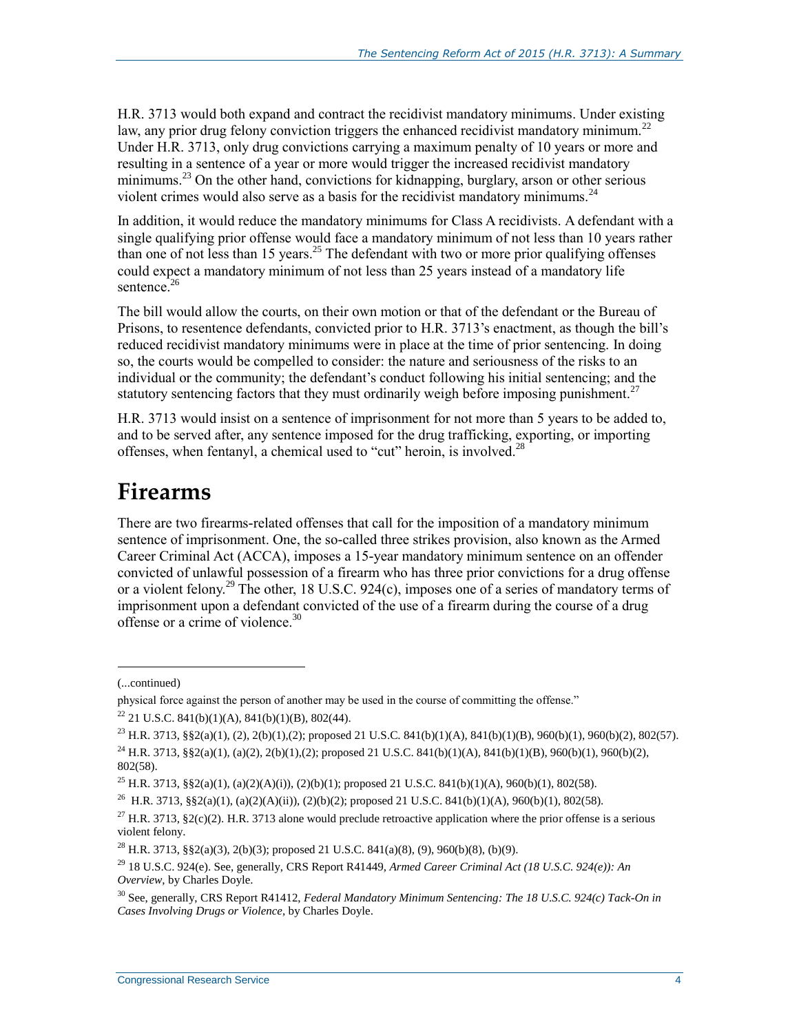H.R. 3713 would both expand and contract the recidivist mandatory minimums. Under existing law, any prior drug felony conviction triggers the enhanced recidivist mandatory minimum.[22] Under H.R. 3713, only drug convictions carrying a maximum penalty of 10 years or more and resulting in a sentence of a year or more would trigger the increased recidivist mandatory minimums.[23] On the other hand, convictions for kidnapping, burglary, arson or other serious violent crimes would also serve as a basis for the recidivist mandatory minimums.[24]

In addition, it would reduce the mandatory minimums for Class A recidivists. A defendant with a single qualifying prior offense would face a mandatory minimum of not less than 10 years rather than one of not less than 15 years.[25] The defendant with two or more prior qualifying offenses could expect a mandatory minimum of not less than 25 years instead of a mandatory life sentence.[26]

The bill would allow the courts, on their own motion or that of the defendant or the Bureau of Prisons, to resentence defendants, convicted prior to H.R. 3713's enactment, as though the bill's reduced recidivist mandatory minimums were in place at the time of prior sentencing. In doing so, the courts would be compelled to consider: the nature and seriousness of the risks to an individual or the community; the defendant's conduct following his initial sentencing; and the statutory sentencing factors that they must ordinarily weigh before imposing punishment.[27]

H.R. 3713 would insist on a sentence of imprisonment for not more than 5 years to be added to, and to be served after, any sentence imposed for the drug trafficking, exporting, or importing offenses, when fentanyl, a chemical used to "cut" heroin, is involved.[28]

# Firearms

There are two firearms-related offenses that call for the imposition of a mandatory minimum sentence of imprisonment. One, the so-called three strikes provision, also known as the Armed Career Criminal Act (ACCA), imposes a 15-year mandatory minimum sentence on an offender convicted of unlawful possession of a firearm who has three prior convictions for a drug offense or a violent felony.[29] The other, 18 U.S.C. 924(c), imposes one of a series of mandatory terms of imprisonment upon a defendant convicted of the use of a firearm during the course of a drug offense or a crime of violence.[30]

---

(...continued)

physical force against the person of another may be used in the course of committing the offense."

[22] 21 U.S.C. 841(b)(1)(A), 841(b)(1)(B), 802(44).

[23] H.R. 3713, §§2(a)(1), (2), 2(b)(1),(2); proposed 21 U.S.C. 841(b)(1)(A), 841(b)(1)(B), 960(b)(1), 960(b)(2), 802(57).

[24] H.R. 3713, §§2(a)(1), (a)(2), 2(b)(1),(2); proposed 21 U.S.C. 841(b)(1)(A), 841(b)(1)(B), 960(b)(1), 960(b)(2), 802(58).

[25] H.R. 3713, §§2(a)(1), (a)(2)(A)(i)), (2)(b)(1); proposed 21 U.S.C. 841(b)(1)(A), 960(b)(1), 802(58).

[26] H.R. 3713, §§2(a)(1), (a)(2)(A)(ii)), (2)(b)(2); proposed 21 U.S.C. 841(b)(1)(A), 960(b)(1), 802(58).

[27] H.R. 3713, §2(c)(2). H.R. 3713 alone would preclude retroactive application where the prior offense is a serious violent felony.

[28] H.R. 3713, §§2(a)(3), 2(b)(3); proposed 21 U.S.C. 841(a)(8), (9), 960(b)(8), (b)(9).

[29] 18 U.S.C. 924(e). See, generally, CRS Report R41449, *Armed Career Criminal Act (18 U.S.C. 924(e)): An Overview*, by Charles Doyle.

[30] See, generally, CRS Report R41412, *Federal Mandatory Minimum Sentencing: The 18 U.S.C. 924(c) Tack-On in Cases Involving Drugs or Violence*, by Charles Doyle.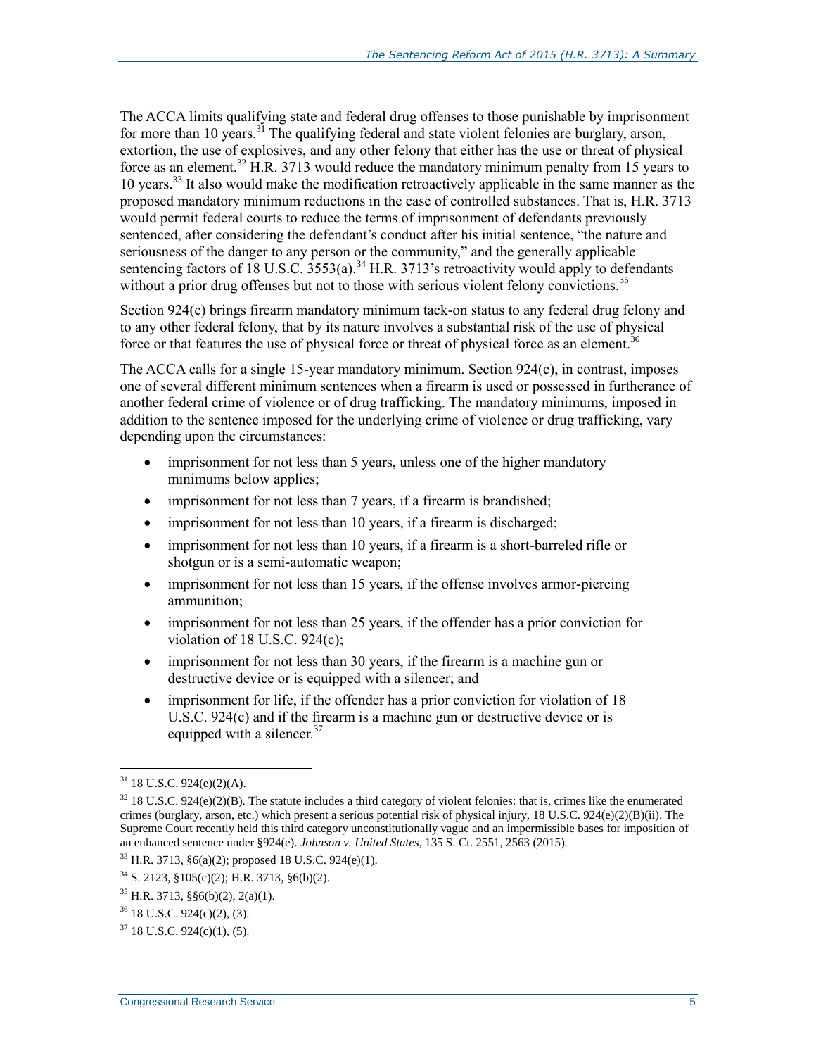The ACCA limits qualifying state and federal drug offenses to those punishable by imprisonment for more than 10 years.[31] The qualifying federal and state violent felonies are burglary, arson, extortion, the use of explosives, and any other felony that either has the use or threat of physical force as an element.[32] H.R. 3713 would reduce the mandatory minimum penalty from 15 years to 10 years.[33] It also would make the modification retroactively applicable in the same manner as the proposed mandatory minimum reductions in the case of controlled substances. That is, H.R. 3713 would permit federal courts to reduce the terms of imprisonment of defendants previously sentenced, after considering the defendant's conduct after his initial sentence, "the nature and seriousness of the danger to any person or the community," and the generally applicable sentencing factors of 18 U.S.C. 3553(a).[34] H.R. 3713's retroactivity would apply to defendants without a prior drug offenses but not to those with serious violent felony convictions.[35]

Section 924(c) brings firearm mandatory minimum tack-on status to any federal drug felony and to any other federal felony, that by its nature involves a substantial risk of the use of physical force or that features the use of physical force or threat of physical force as an element.[36]

The ACCA calls for a single 15-year mandatory minimum. Section 924(c), in contrast, imposes one of several different minimum sentences when a firearm is used or possessed in furtherance of another federal crime of violence or of drug trafficking. The mandatory minimums, imposed in addition to the sentence imposed for the underlying crime of violence or drug trafficking, vary depending upon the circumstances:

- imprisonment for not less than 5 years, unless one of the higher mandatory minimums below applies;
- imprisonment for not less than 7 years, if a firearm is brandished;
- imprisonment for not less than 10 years, if a firearm is discharged;
- imprisonment for not less than 10 years, if a firearm is a short-barreled rifle or shotgun or is a semi-automatic weapon;
- imprisonment for not less than 15 years, if the offense involves armor-piercing ammunition;
- imprisonment for not less than 25 years, if the offender has a prior conviction for violation of 18 U.S.C. 924(c);
- imprisonment for not less than 30 years, if the firearm is a machine gun or destructive device or is equipped with a silencer; and
- imprisonment for life, if the offender has a prior conviction for violation of 18 U.S.C. 924(c) and if the firearm is a machine gun or destructive device or is equipped with a silencer.[37]

---

[31] 18 U.S.C. 924(e)(2)(A).

[32] 18 U.S.C. 924(e)(2)(B). The statute includes a third category of violent felonies: that is, crimes like the enumerated crimes (burglary, arson, etc.) which present a serious potential risk of physical injury, 18 U.S.C. 924(e)(2)(B)(ii). The Supreme Court recently held this third category unconstitutionally vague and an impermissible bases for imposition of an enhanced sentence under §924(e). *Johnson v. United States*, 135 S. Ct. 2551, 2563 (2015).

[33] H.R. 3713, §6(a)(2); proposed 18 U.S.C. 924(e)(1).

[34] S. 2123, §105(c)(2); H.R. 3713, §6(b)(2).

[35] H.R. 3713, §§6(b)(2), 2(a)(1).

[36] 18 U.S.C. 924(c)(2), (3).

[37] 18 U.S.C. 924(c)(1), (5).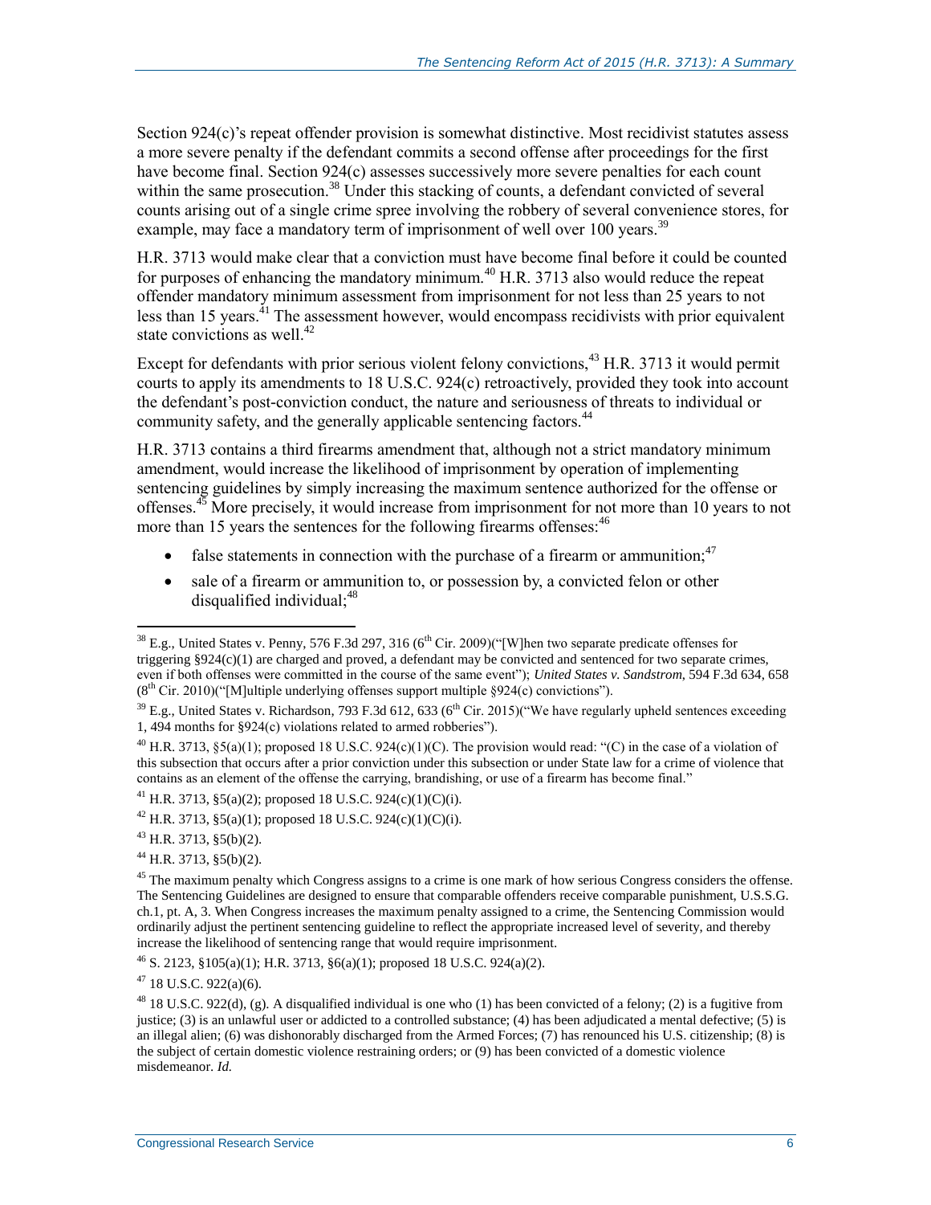Section 924(c)'s repeat offender provision is somewhat distinctive. Most recidivist statutes assess a more severe penalty if the defendant commits a second offense after proceedings for the first have become final. Section 924(c) assesses successively more severe penalties for each count within the same prosecution.[38] Under this stacking of counts, a defendant convicted of several counts arising out of a single crime spree involving the robbery of several convenience stores, for example, may face a mandatory term of imprisonment of well over 100 years.[39]

H.R. 3713 would make clear that a conviction must have become final before it could be counted for purposes of enhancing the mandatory minimum.[40] H.R. 3713 also would reduce the repeat offender mandatory minimum assessment from imprisonment for not less than 25 years to not less than 15 years.[41] The assessment however, would encompass recidivists with prior equivalent state convictions as well.[42]

Except for defendants with prior serious violent felony convictions,[43] H.R. 3713 it would permit courts to apply its amendments to 18 U.S.C. 924(c) retroactively, provided they took into account the defendant's post-conviction conduct, the nature and seriousness of threats to individual or community safety, and the generally applicable sentencing factors.[44]

H.R. 3713 contains a third firearms amendment that, although not a strict mandatory minimum amendment, would increase the likelihood of imprisonment by operation of implementing sentencing guidelines by simply increasing the maximum sentence authorized for the offense or offenses.[45] More precisely, it would increase from imprisonment for not more than 10 years to not more than 15 years the sentences for the following firearms offenses:[46]

- false statements in connection with the purchase of a firearm or ammunition;[47]
- sale of a firearm or ammunition to, or possession by, a convicted felon or other disqualified individual;[48]

---

[38] E.g., United States v. Penny, 576 F.3d 297, 316 (6th Cir. 2009)("[W]hen two separate predicate offenses for triggering §924(c)(1) are charged and proved, a defendant may be convicted and sentenced for two separate crimes, even if both offenses were committed in the course of the same event"); *United States v. Sandstrom*, 594 F.3d 634, 658 (8th Cir. 2010)("[M]ultiple underlying offenses support multiple §924(c) convictions").

[39] E.g., United States v. Richardson, 793 F.3d 612, 633 (6th Cir. 2015)("We have regularly upheld sentences exceeding 1, 494 months for §924(c) violations related to armed robberies").

[40] H.R. 3713, §5(a)(1); proposed 18 U.S.C. 924(c)(1)(C). The provision would read: "(C) in the case of a violation of this subsection that occurs after a prior conviction under this subsection or under State law for a crime of violence that contains as an element of the offense the carrying, brandishing, or use of a firearm has become final."

[41] H.R. 3713, §5(a)(2); proposed 18 U.S.C. 924(c)(1)(C)(i).

[42] H.R. 3713, §5(a)(1); proposed 18 U.S.C. 924(c)(1)(C)(i).

[43] H.R. 3713, §5(b)(2).

[44] H.R. 3713, §5(b)(2).

[45] The maximum penalty which Congress assigns to a crime is one mark of how serious Congress considers the offense. The Sentencing Guidelines are designed to ensure that comparable offenders receive comparable punishment, U.S.S.G. ch.1, pt. A, 3. When Congress increases the maximum penalty assigned to a crime, the Sentencing Commission would ordinarily adjust the pertinent sentencing guideline to reflect the appropriate increased level of severity, and thereby increase the likelihood of sentencing range that would require imprisonment.

[46] S. 2123, §105(a)(1); H.R. 3713, §6(a)(1); proposed 18 U.S.C. 924(a)(2).

[47] 18 U.S.C. 922(a)(6).

[48] 18 U.S.C. 922(d), (g). A disqualified individual is one who (1) has been convicted of a felony; (2) is a fugitive from justice; (3) is an unlawful user or addicted to a controlled substance; (4) has been adjudicated a mental defective; (5) is an illegal alien; (6) was dishonorably discharged from the Armed Forces; (7) has renounced his U.S. citizenship; (8) is the subject of certain domestic violence restraining orders; or (9) has been convicted of a domestic violence misdemeanor. *Id.*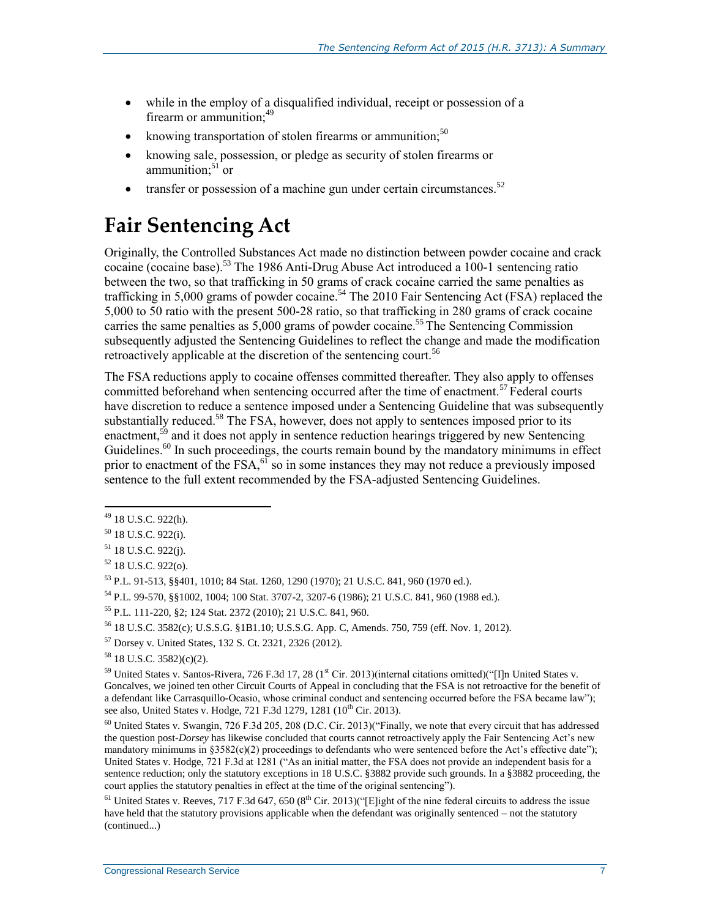- while in the employ of a disqualified individual, receipt or possession of a firearm or ammunition;[49]
- knowing transportation of stolen firearms or ammunition;[50]
- knowing sale, possession, or pledge as security of stolen firearms or ammunition;[51] or
- transfer or possession of a machine gun under certain circumstances.[52]

# Fair Sentencing Act

Originally, the Controlled Substances Act made no distinction between powder cocaine and crack cocaine (cocaine base).[53] The 1986 Anti-Drug Abuse Act introduced a 100-1 sentencing ratio between the two, so that trafficking in 50 grams of crack cocaine carried the same penalties as trafficking in 5,000 grams of powder cocaine.[54] The 2010 Fair Sentencing Act (FSA) replaced the 5,000 to 50 ratio with the present 500-28 ratio, so that trafficking in 280 grams of crack cocaine carries the same penalties as 5,000 grams of powder cocaine.[55] The Sentencing Commission subsequently adjusted the Sentencing Guidelines to reflect the change and made the modification retroactively applicable at the discretion of the sentencing court.[56]

The FSA reductions apply to cocaine offenses committed thereafter. They also apply to offenses committed beforehand when sentencing occurred after the time of enactment.[57] Federal courts have discretion to reduce a sentence imposed under a Sentencing Guideline that was subsequently substantially reduced.[58] The FSA, however, does not apply to sentences imposed prior to its enactment,[59] and it does not apply in sentence reduction hearings triggered by new Sentencing Guidelines.[60] In such proceedings, the courts remain bound by the mandatory minimums in effect prior to enactment of the FSA,[61] so in some instances they may not reduce a previously imposed sentence to the full extent recommended by the FSA-adjusted Sentencing Guidelines.

---

[49] 18 U.S.C. 922(h).

[50] 18 U.S.C. 922(i).

[51] 18 U.S.C. 922(j).

[52] 18 U.S.C. 922(o).

[53] P.L. 91-513, §§401, 1010; 84 Stat. 1260, 1290 (1970); 21 U.S.C. 841, 960 (1970 ed.).

[54] P.L. 99-570, §§1002, 1004; 100 Stat. 3707-2, 3207-6 (1986); 21 U.S.C. 841, 960 (1988 ed.).

[55] P.L. 111-220, §2; 124 Stat. 2372 (2010); 21 U.S.C. 841, 960.

[56] 18 U.S.C. 3582(c); U.S.S.G. §1B1.10; U.S.S.G. App. C, Amends. 750, 759 (eff. Nov. 1, 2012).

[57] Dorsey v. United States, 132 S. Ct. 2321, 2326 (2012).

[58] 18 U.S.C. 3582)(c)(2).

[59] United States v. Santos-Rivera, 726 F.3d 17, 28 (1st Cir. 2013)(internal citations omitted)("[I]n United States v. Goncalves, we joined ten other Circuit Courts of Appeal in concluding that the FSA is not retroactive for the benefit of a defendant like Carrasquillo-Ocasio, whose criminal conduct and sentencing occurred before the FSA became law"); see also, United States v. Hodge, 721 F.3d 1279, 1281 (10th Cir. 2013).

[60] United States v. Swangin, 726 F.3d 205, 208 (D.C. Cir. 2013)("Finally, we note that every circuit that has addressed the question post-*Dorsey* has likewise concluded that courts cannot retroactively apply the Fair Sentencing Act's new mandatory minimums in §3582(c)(2) proceedings to defendants who were sentenced before the Act's effective date"); United States v. Hodge, 721 F.3d at 1281 ("As an initial matter, the FSA does not provide an independent basis for a sentence reduction; only the statutory exceptions in 18 U.S.C. §3882 provide such grounds. In a §3882 proceeding, the court applies the statutory penalties in effect at the time of the original sentencing").

[61] United States v. Reeves, 717 F.3d 647, 650 (8th Cir. 2013)("[E]ight of the nine federal circuits to address the issue have held that the statutory provisions applicable when the defendant was originally sentenced – not the statutory (continued...)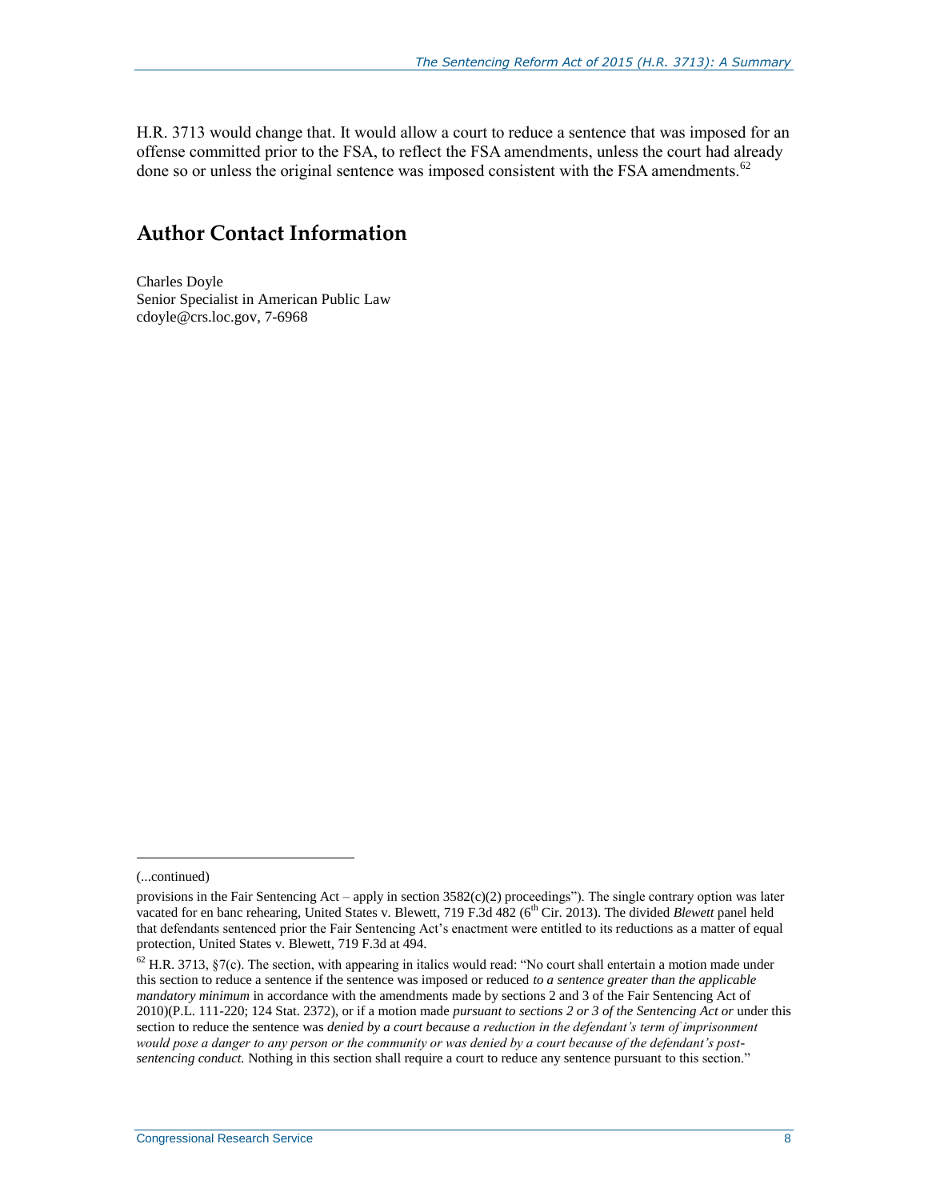H.R. 3713 would change that. It would allow a court to reduce a sentence that was imposed for an offense committed prior to the FSA, to reflect the FSA amendments, unless the court had already done so or unless the original sentence was imposed consistent with the FSA amendments.[62]

## Author Contact Information

Charles Doyle
Senior Specialist in American Public Law
cdoyle@crs.loc.gov, 7-6968

---

(...continued)

provisions in the Fair Sentencing Act – apply in section 3582(c)(2) proceedings"). The single contrary option was later vacated for en banc rehearing, United States v. Blewett, 719 F.3d 482 (6th Cir. 2013). The divided *Blewett* panel held that defendants sentenced prior the Fair Sentencing Act's enactment were entitled to its reductions as a matter of equal protection, United States v. Blewett, 719 F.3d at 494.

[62] H.R. 3713, §7(c). The section, with appearing in italics would read: "No court shall entertain a motion made under this section to reduce a sentence if the sentence was imposed or reduced *to a sentence greater than the applicable mandatory minimum* in accordance with the amendments made by sections 2 and 3 of the Fair Sentencing Act of 2010)(P.L. 111-220; 124 Stat. 2372), or if a motion made *pursuant to sections 2 or 3 of the Sentencing Act or* under this section to reduce the sentence was *denied by a court because a reduction in the defendant's term of imprisonment would pose a danger to any person or the community or was denied by a court because of the defendant's post-sentencing conduct.* Nothing in this section shall require a court to reduce any sentence pursuant to this section."